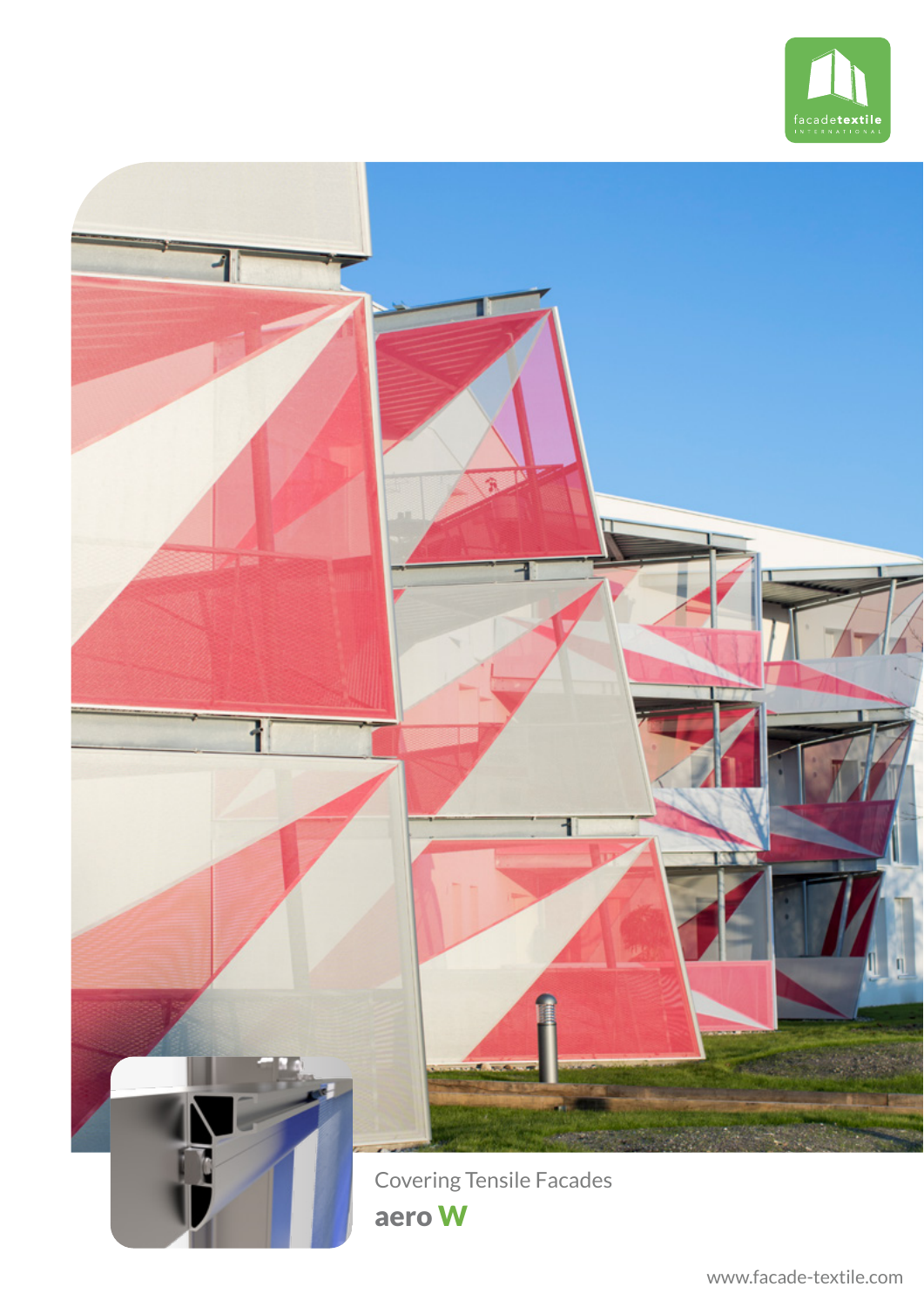facadetextile INTERNATIONAL

Covering Tensile Facades

# aero W

www.facade-textile.com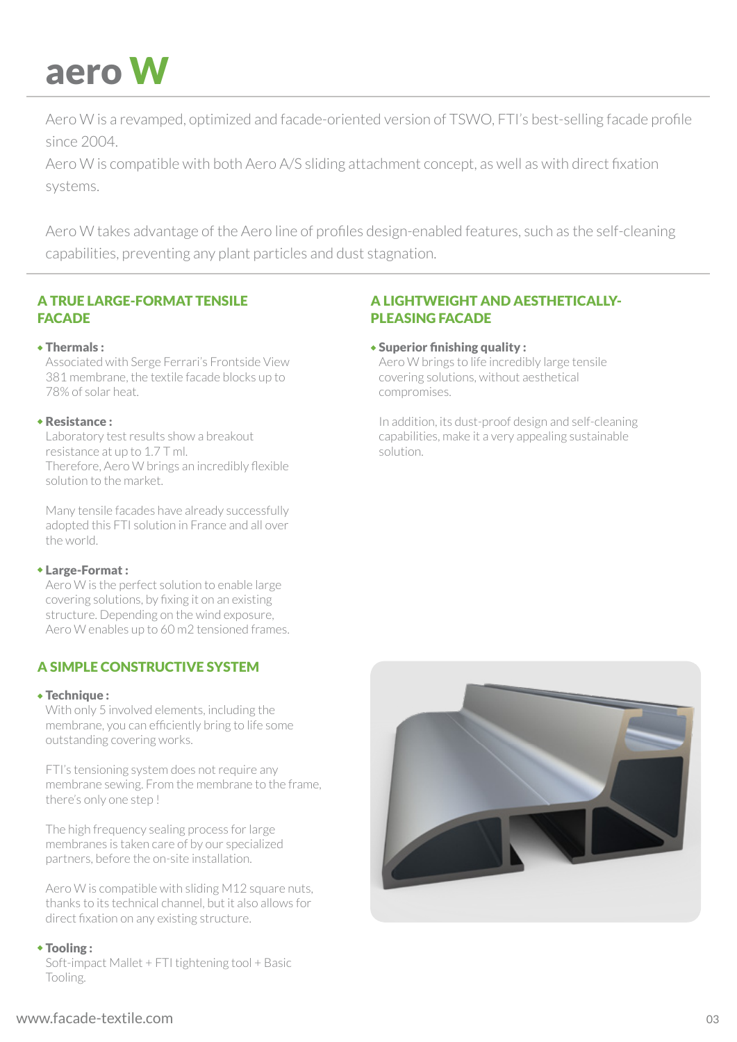# aero W

Aero W is a revamped, optimized and facade-oriented version of TSWO, FTI's best-selling facade profile since 2004.
Aero W is compatible with both Aero A/S sliding attachment concept, as well as with direct fixation systems.

Aero W takes advantage of the Aero line of profiles design-enabled features, such as the self-cleaning capabilities, preventing any plant particles and dust stagnation.

## A TRUE LARGE-FORMAT TENSILE FACADE

- **Thermals :**
  Associated with Serge Ferrari's Frontside View 381 membrane, the textile facade blocks up to 78% of solar heat.

- **Resistance :**
  Laboratory test results show a breakout resistance at up to 1.7 T ml.
  Therefore, Aero W brings an incredibly flexible solution to the market.

  Many tensile facades have already successfully adopted this FTI solution in France and all over the world.

- **Large-Format :**
  Aero W is the perfect solution to enable large covering solutions, by fixing it on an existing structure. Depending on the wind exposure, Aero W enables up to 60 m2 tensioned frames.

## A SIMPLE CONSTRUCTIVE SYSTEM

- **Technique :**
  With only 5 involved elements, including the membrane, you can efficiently bring to life some outstanding covering works.

  FTI's tensioning system does not require any membrane sewing. From the membrane to the frame, there's only one step !

  The high frequency sealing process for large membranes is taken care of by our specialized partners, before the on-site installation.

  Aero W is compatible with sliding M12 square nuts, thanks to its technical channel, but it also allows for direct fixation on any existing structure.

- **Tooling :**
  Soft-impact Mallet + FTI tightening tool + Basic Tooling.

## A LIGHTWEIGHT AND AESTHETICALLY-PLEASING FACADE

- **Superior finishing quality :**
  Aero W brings to life incredibly large tensile covering solutions, without aesthetical compromises.

  In addition, its dust-proof design and self-cleaning capabilities, make it a very appealing sustainable solution.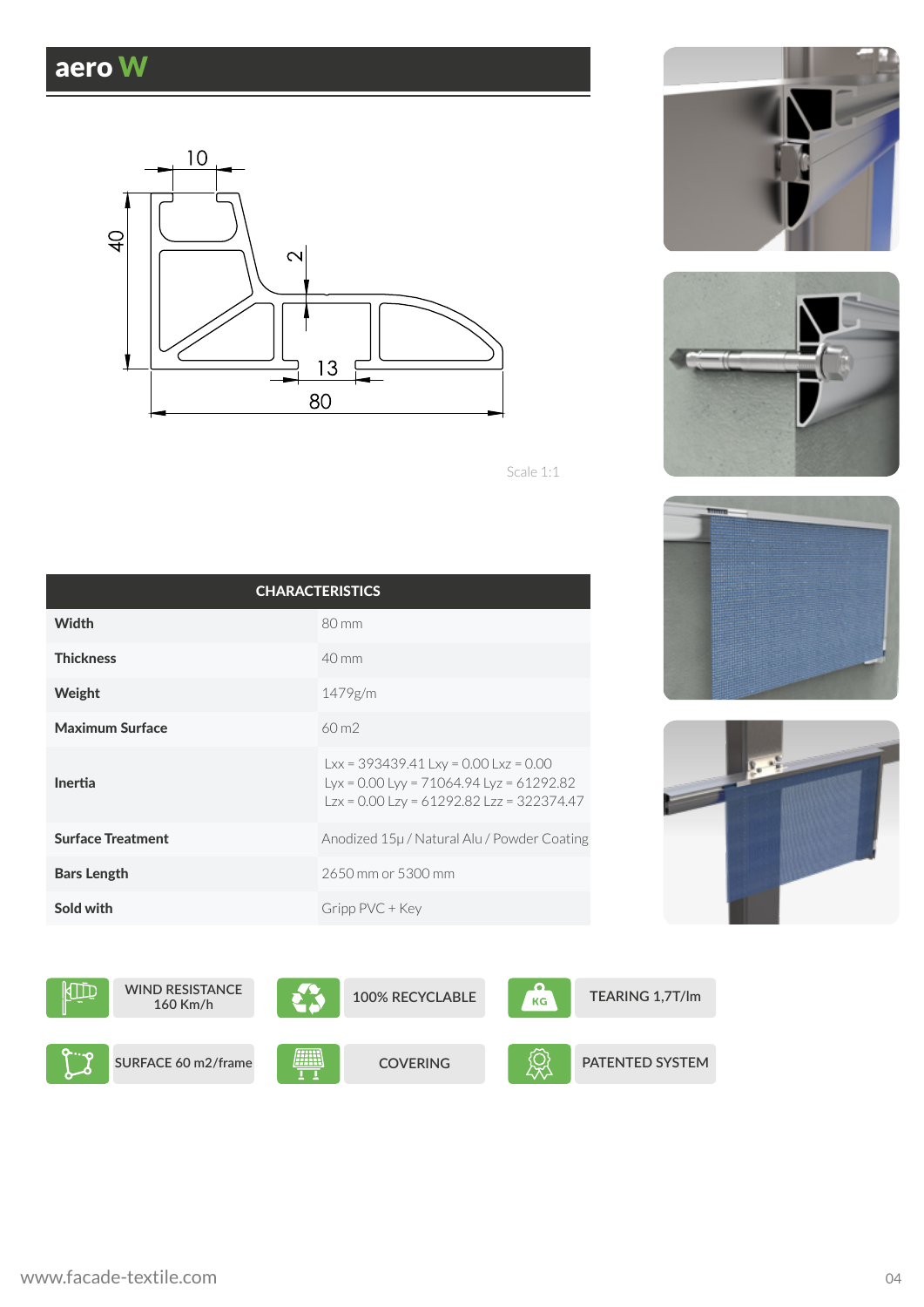# aero W

10

40

2

13

80

Scale 1:1

| CHARACTERISTICS | |
|---|---|
| **Width** | 80 mm |
| **Thickness** | 40 mm |
| **Weight** | 1479g/m |
| **Maximum Surface** | 60 m2 |
| **Inertia** | Lxx = 393439.41 Lxy = 0.00 Lxz = 0.00<br>Lyx = 0.00 Lyy = 71064.94 Lyz = 61292.82<br>Lzx = 0.00 Lzy = 61292.82 Lzz = 322374.47 |
| **Surface Treatment** | Anodized 15µ / Natural Alu / Powder Coating |
| **Bars Length** | 2650 mm or 5300 mm |
| **Sold with** | Gripp PVC + Key |

WIND RESISTANCE 160 Km/h

100% RECYCLABLE

TEARING 1,7T/lm

SURFACE 60 m2/frame

COVERING

PATENTED SYSTEM

www.facade-textile.com